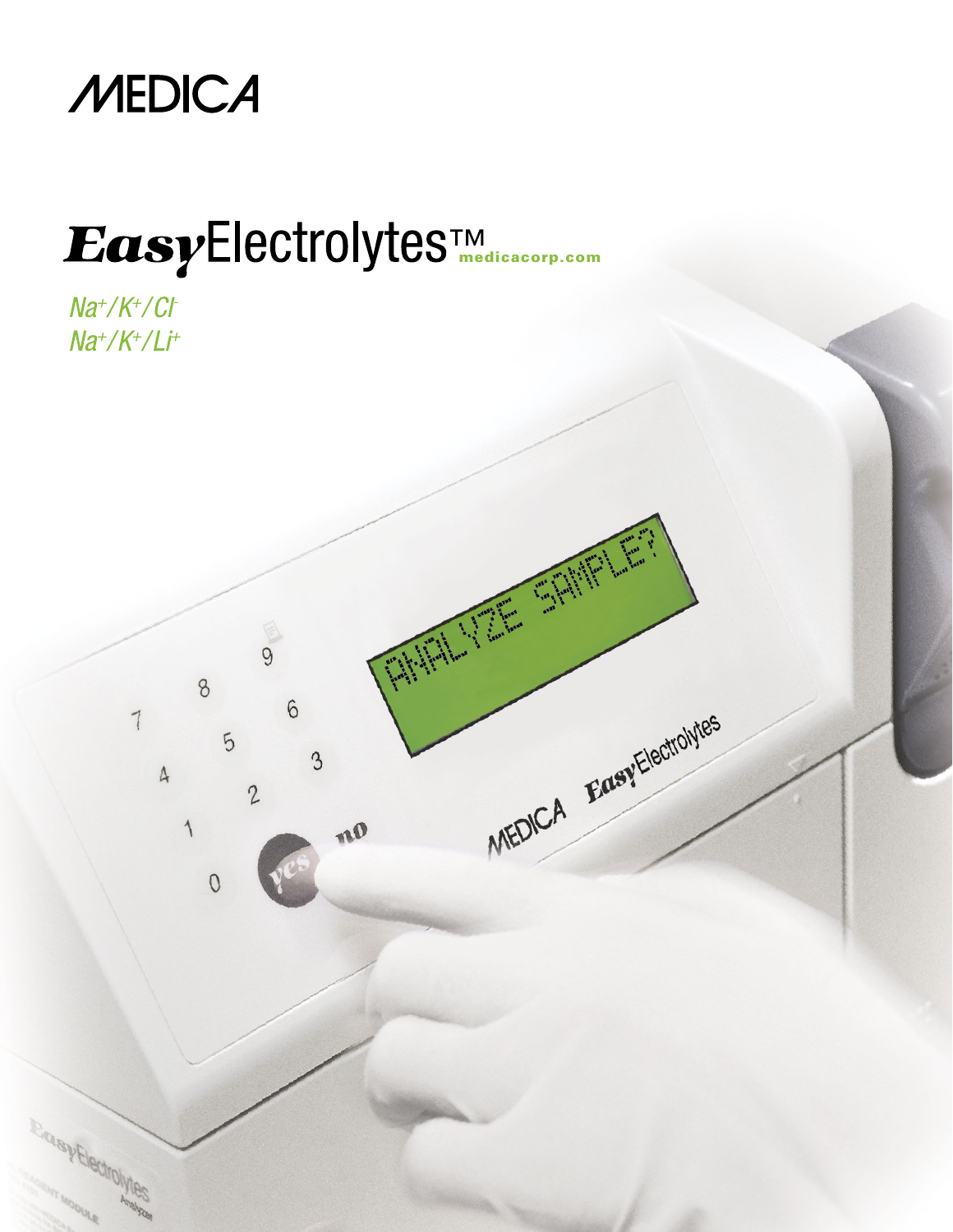# MEDICA

## *Easy*Electrolytes™

medicacorp.com

*$Na^+/K^+/Cl^-$*

*$Na^+/K^+/Li^+$*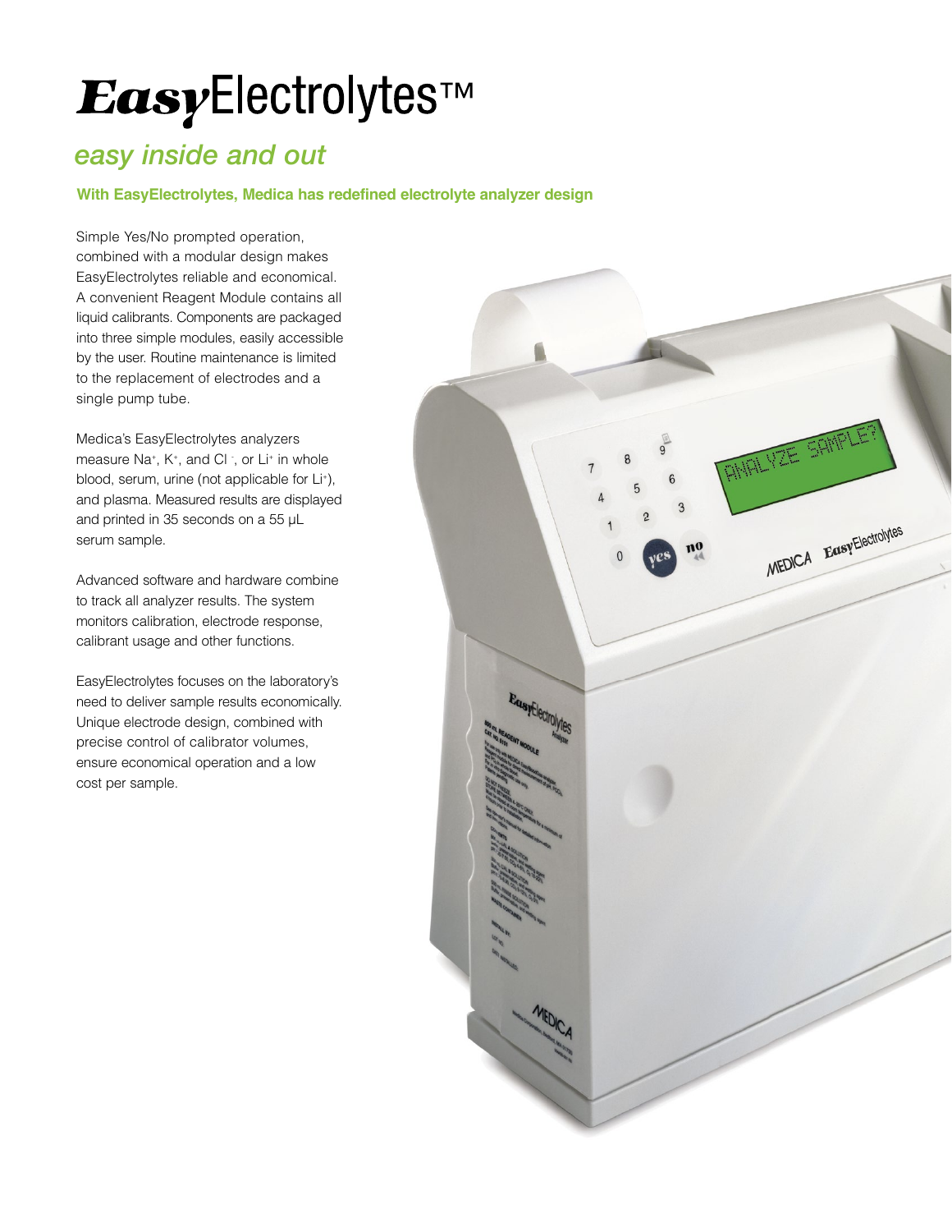# *Easy*Electrolytes™

## *easy inside and out*

**With EasyElectrolytes, Medica has redefined electrolyte analyzer design**

Simple Yes/No prompted operation, combined with a modular design makes EasyElectrolytes reliable and economical. A convenient Reagent Module contains all liquid calibrants. Components are packaged into three simple modules, easily accessible by the user. Routine maintenance is limited to the replacement of electrodes and a single pump tube.

Medica's EasyElectrolytes analyzers measure $Na^+$, $K^+$, and $Cl^-$, or $Li^+$ in whole blood, serum, urine (not applicable for $Li^+$), and plasma. Measured results are displayed and printed in 35 seconds on a 55 µL serum sample.

Advanced software and hardware combine to track all analyzer results. The system monitors calibration, electrode response, calibrant usage and other functions.

EasyElectrolytes focuses on the laboratory's need to deliver sample results economically. Unique electrode design, combined with precise control of calibrator volumes, ensure economical operation and a low cost per sample.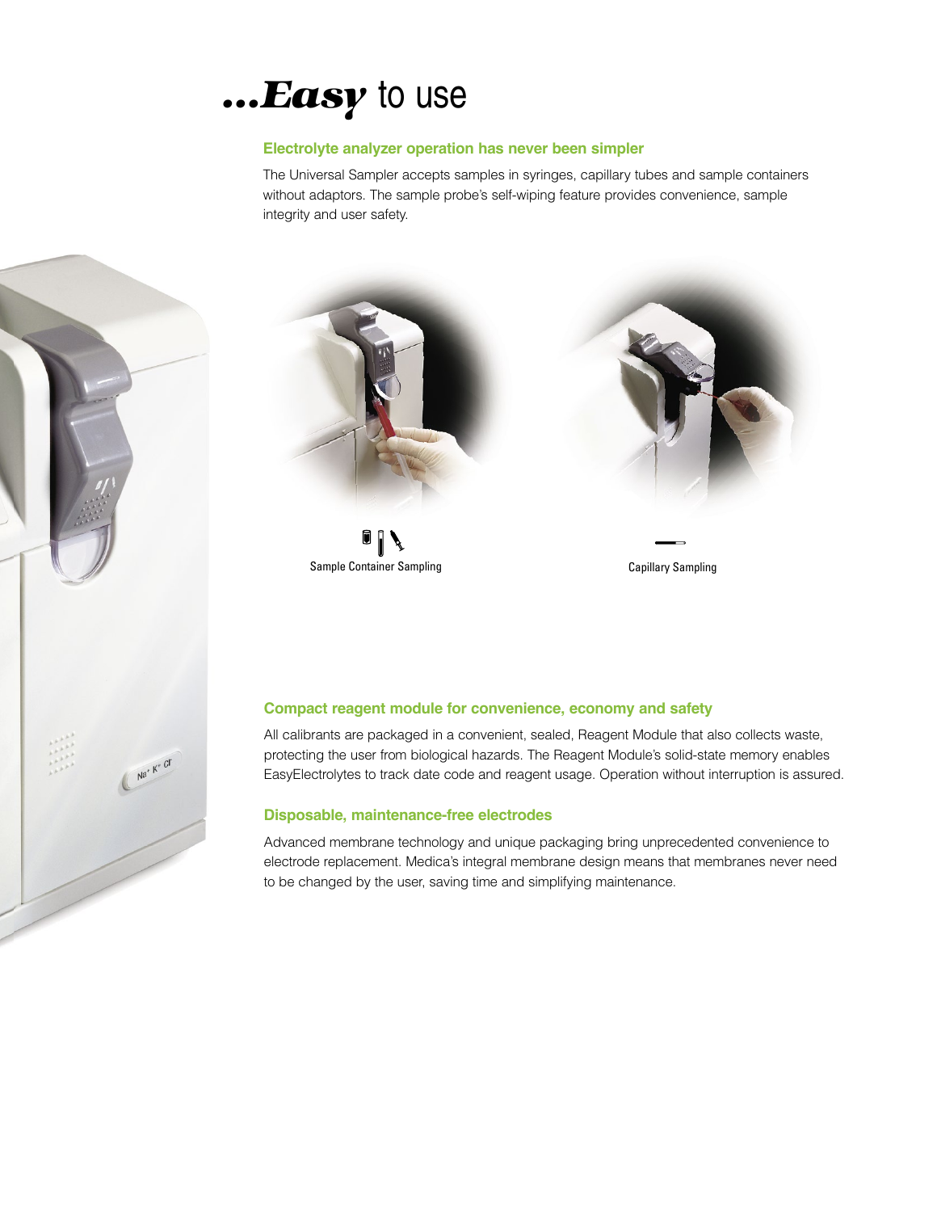# ***...Easy*** to use

## Electrolyte analyzer operation has never been simpler

The Universal Sampler accepts samples in syringes, capillary tubes and sample containers without adaptors. The sample probe's self-wiping feature provides convenience, sample integrity and user safety.

Sample Container Sampling

Capillary Sampling

## Compact reagent module for convenience, economy and safety

All calibrants are packaged in a convenient, sealed, Reagent Module that also collects waste, protecting the user from biological hazards. The Reagent Module's solid-state memory enables EasyElectrolytes to track date code and reagent usage. Operation without interruption is assured.

## Disposable, maintenance-free electrodes

Advanced membrane technology and unique packaging bring unprecedented convenience to electrode replacement. Medica's integral membrane design means that membranes never need to be changed by the user, saving time and simplifying maintenance.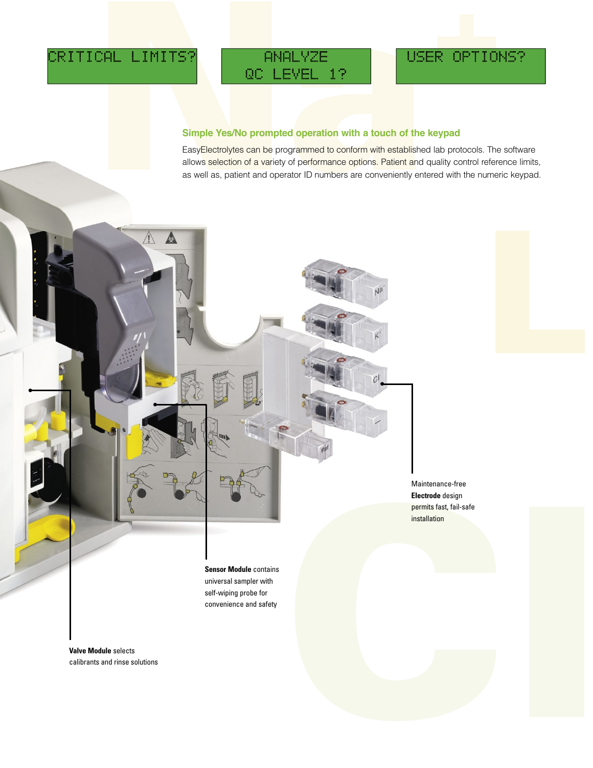CRITICAL LIMITS?

ANALYZE QC LEVEL 1?

USER OPTIONS?

## Simple Yes/No prompted operation with a touch of the keypad

EasyElectrolytes can be programmed to conform with established lab protocols. The software allows selection of a variety of performance options. Patient and quality control reference limits, as well as, patient and operator ID numbers are conveniently entered with the numeric keypad.

Maintenance-free **Electrode** design permits fast, fail-safe installation

**Sensor Module** contains universal sampler with self-wiping probe for convenience and safety

**Valve Module** selects calibrants and rinse solutions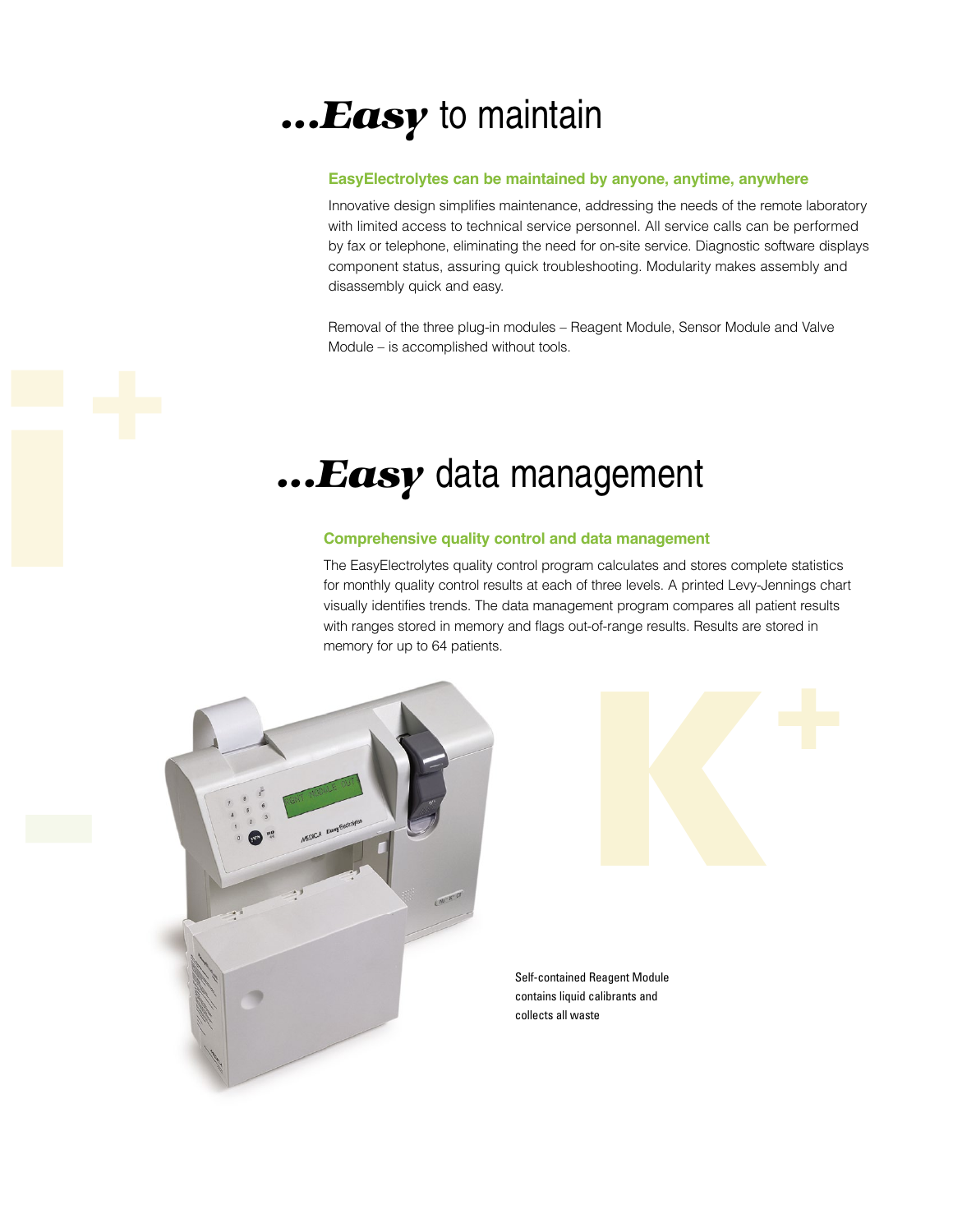# ***…Easy*** to maintain

### EasyElectrolytes can be maintained by anyone, anytime, anywhere

Innovative design simplifies maintenance, addressing the needs of the remote laboratory with limited access to technical service personnel. All service calls can be performed by fax or telephone, eliminating the need for on-site service. Diagnostic software displays component status, assuring quick troubleshooting. Modularity makes assembly and disassembly quick and easy.

Removal of the three plug-in modules – Reagent Module, Sensor Module and Valve Module – is accomplished without tools.

# ***…Easy*** data management

### Comprehensive quality control and data management

The EasyElectrolytes quality control program calculates and stores complete statistics for monthly quality control results at each of three levels. A printed Levy-Jennings chart visually identifies trends. The data management program compares all patient results with ranges stored in memory and flags out-of-range results. Results are stored in memory for up to 64 patients.

Self-contained Reagent Module contains liquid calibrants and collects all waste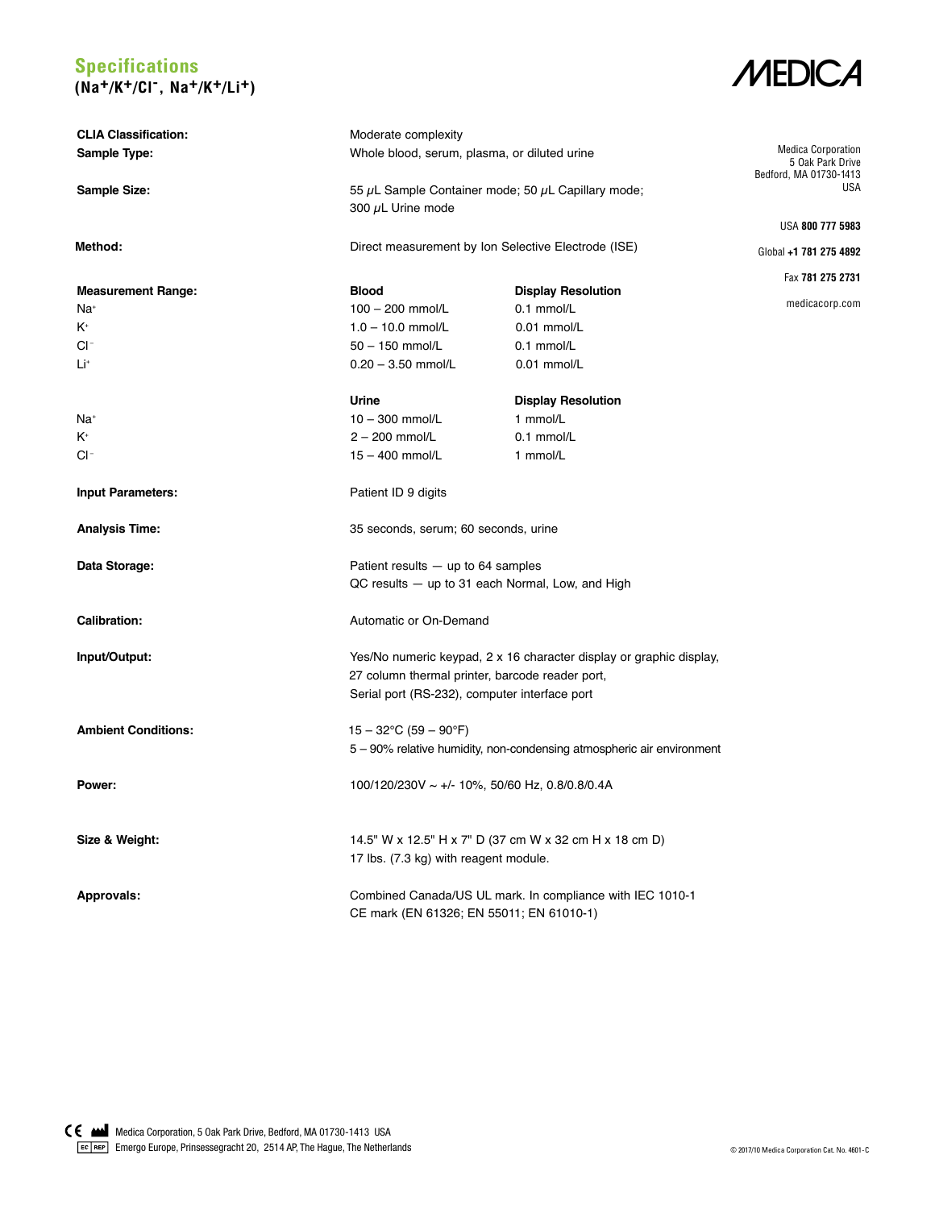# Specifications

**($Na^+$/$K^+$/$Cl^-$, $Na^+$/$K^+$/$Li^+$)**

MEDICA

Medica Corporation
5 Oak Park Drive
Bedford, MA 01730-1413
USA

USA **800 777 5983**

Global **+1 781 275 4892**

Fax **781 275 2731**

medicacorp.com

**CLIA Classification:** Moderate complexity

**Sample Type:** Whole blood, serum, plasma, or diluted urine

**Sample Size:** 55 $\mu$L Sample Container mode; 50 $\mu$L Capillary mode; 300 $\mu$L Urine mode

**Method:** Direct measurement by Ion Selective Electrode (ISE)

**Measurement Range:**

| | Blood | Display Resolution |
|---|---|---|
| $Na^+$ | 100 – 200 mmol/L | 0.1 mmol/L |
| $K^+$ | 1.0 – 10.0 mmol/L | 0.01 mmol/L |
| $Cl^-$ | 50 – 150 mmol/L | 0.1 mmol/L |
| $Li^+$ | 0.20 – 3.50 mmol/L | 0.01 mmol/L |

| | Urine | Display Resolution |
|---|---|---|
| $Na^+$ | 10 – 300 mmol/L | 1 mmol/L |
| $K^+$ | 2 – 200 mmol/L | 0.1 mmol/L |
| $Cl^-$ | 15 – 400 mmol/L | 1 mmol/L |

**Input Parameters:** Patient ID 9 digits

**Analysis Time:** 35 seconds, serum; 60 seconds, urine

**Data Storage:** Patient results — up to 64 samples
QC results — up to 31 each Normal, Low, and High

**Calibration:** Automatic or On-Demand

**Input/Output:** Yes/No numeric keypad, 2 x 16 character display or graphic display, 27 column thermal printer, barcode reader port, Serial port (RS-232), computer interface port

**Ambient Conditions:** 15 – 32°C (59 – 90°F)
5 – 90% relative humidity, non-condensing atmospheric air environment

**Power:** 100/120/230V ~ +/- 10%, 50/60 Hz, 0.8/0.8/0.4A

**Size & Weight:** 14.5" W x 12.5" H x 7" D (37 cm W x 32 cm H x 18 cm D)
17 lbs. (7.3 kg) with reagent module.

**Approvals:** Combined Canada/US UL mark. In compliance with IEC 1010-1
CE mark (EN 61326; EN 55011; EN 61010-1)

Medica Corporation, 5 Oak Park Drive, Bedford, MA 01730-1413 USA
EC REP Emergo Europe, Prinsessegracht 20, 2514 AP, The Hague, The Netherlands

© 2017/10 Medica Corporation Cat. No. 4601-C